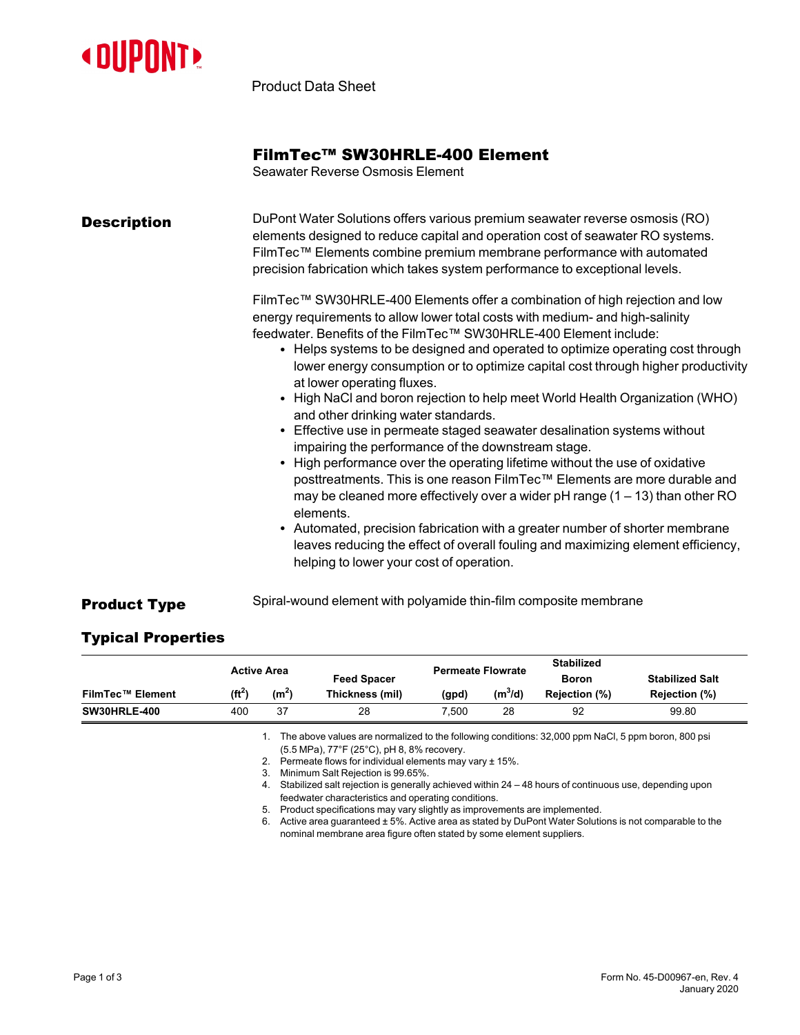Product Data Sheet

# FilmTec™ SW30HRLE-400 Element

Seawater Reverse Osmosis Element

## Description

DuPont Water Solutions offers various premium seawater reverse osmosis (RO) elements designed to reduce capital and operation cost of seawater RO systems. FilmTec™ Elements combine premium membrane performance with automated precision fabrication which takes system performance to exceptional levels.

FilmTec™ SW30HRLE-400 Elements offer a combination of high rejection and low energy requirements to allow lower total costs with medium- and high-salinity feedwater. Benefits of the FilmTec™ SW30HRLE-400 Element include:

- Helps systems to be designed and operated to optimize operating cost through lower energy consumption or to optimize capital cost through higher productivity at lower operating fluxes.
- High NaCl and boron rejection to help meet World Health Organization (WHO) and other drinking water standards.
- Effective use in permeate staged seawater desalination systems without impairing the performance of the downstream stage.
- High performance over the operating lifetime without the use of oxidative posttreatments. This is one reason FilmTec™ Elements are more durable and may be cleaned more effectively over a wider pH range (1 – 13) than other RO elements.
- Automated, precision fabrication with a greater number of shorter membrane leaves reducing the effect of overall fouling and maximizing element efficiency, helping to lower your cost of operation.

## Product Type

Spiral-wound element with polyamide thin-film composite membrane

## Typical Properties

| FilmTec™ Element | Active Area ($ft^2$) | Active Area ($m^2$) | Feed Spacer Thickness (mil) | Permeate Flowrate (gpd) | Permeate Flowrate ($m^3$/d) | Stabilized Boron Rejection (%) | Stabilized Salt Rejection (%) |
|---|---|---|---|---|---|---|---|
| **SW30HRLE-400** | 400 | 37 | 28 | 7,500 | 28 | 92 | 99.80 |

1. The above values are normalized to the following conditions: 32,000 ppm NaCl, 5 ppm boron, 800 psi (5.5 MPa), 77°F (25°C), pH 8, 8% recovery.
2. Permeate flows for individual elements may vary ± 15%.
3. Minimum Salt Rejection is 99.65%.
4. Stabilized salt rejection is generally achieved within 24 – 48 hours of continuous use, depending upon feedwater characteristics and operating conditions.
5. Product specifications may vary slightly as improvements are implemented.
6. Active area guaranteed ± 5%. Active area as stated by DuPont Water Solutions is not comparable to the nominal membrane area figure often stated by some element suppliers.

Form No. 45-D00967-en, Rev. 4
January 2020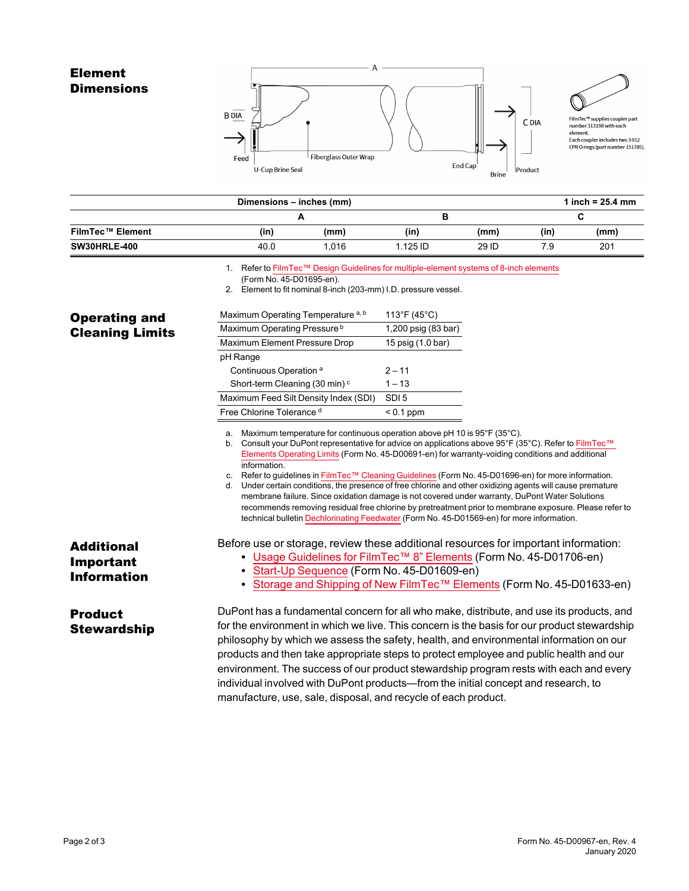## Element Dimensions

FilmTec™ supplies coupler part number 313198 with each element.
Each coupler includes two 3-912 EPR O-rings (part number 151705).

| Dimensions – inches (mm) | | | | | | 1 inch = 25.4 mm |
|---|---|---|---|---|---|---|
| | A | | B | | C | |
| FilmTec™ Element | (in) | (mm) | (in) | (mm) | (in) | (mm) |
| SW30HRLE-400 | 40.0 | 1,016 | 1.125 ID | 29 ID | 7.9 | 201 |

1. Refer to FilmTec™ Design Guidelines for multiple-element systems of 8-inch elements (Form No. 45-D01695-en).
2. Element to fit nominal 8-inch (203-mm) I.D. pressure vessel.

## Operating and Cleaning Limits

| | |
|---|---|
| Maximum Operating Temperature [a, b] | 113°F (45°C) |
| Maximum Operating Pressure [b] | 1,200 psig (83 bar) |
| Maximum Element Pressure Drop | 15 psig (1.0 bar) |
| pH Range | |
| Continuous Operation [a] | 2 – 11 |
| Short-term Cleaning (30 min) [c] | 1 – 13 |
| Maximum Feed Silt Density Index (SDI) | SDI 5 |
| Free Chlorine Tolerance [d] | < 0.1 ppm |

a. Maximum temperature for continuous operation above pH 10 is 95°F (35°C).
b. Consult your DuPont representative for advice on applications above 95°F (35°C). Refer to FilmTec™ Elements Operating Limits (Form No. 45-D00691-en) for warranty-voiding conditions and additional information.
c. Refer to guidelines in FilmTec™ Cleaning Guidelines (Form No. 45-D01696-en) for more information.
d. Under certain conditions, the presence of free chlorine and other oxidizing agents will cause premature membrane failure. Since oxidation damage is not covered under warranty, DuPont Water Solutions recommends removing residual free chlorine by pretreatment prior to membrane exposure. Please refer to technical bulletin Dechlorinating Feedwater (Form No. 45-D01569-en) for more information.

## Additional Important Information

Before use or storage, review these additional resources for important information:

- Usage Guidelines for FilmTec™ 8" Elements (Form No. 45-D01706-en)
- Start-Up Sequence (Form No. 45-D01609-en)
- Storage and Shipping of New FilmTec™ Elements (Form No. 45-D01633-en)

## Product Stewardship

DuPont has a fundamental concern for all who make, distribute, and use its products, and for the environment in which we live. This concern is the basis for our product stewardship philosophy by which we assess the safety, health, and environmental information on our products and then take appropriate steps to protect employee and public health and our environment. The success of our product stewardship program rests with each and every individual involved with DuPont products—from the initial concept and research, to manufacture, use, sale, disposal, and recycle of each product.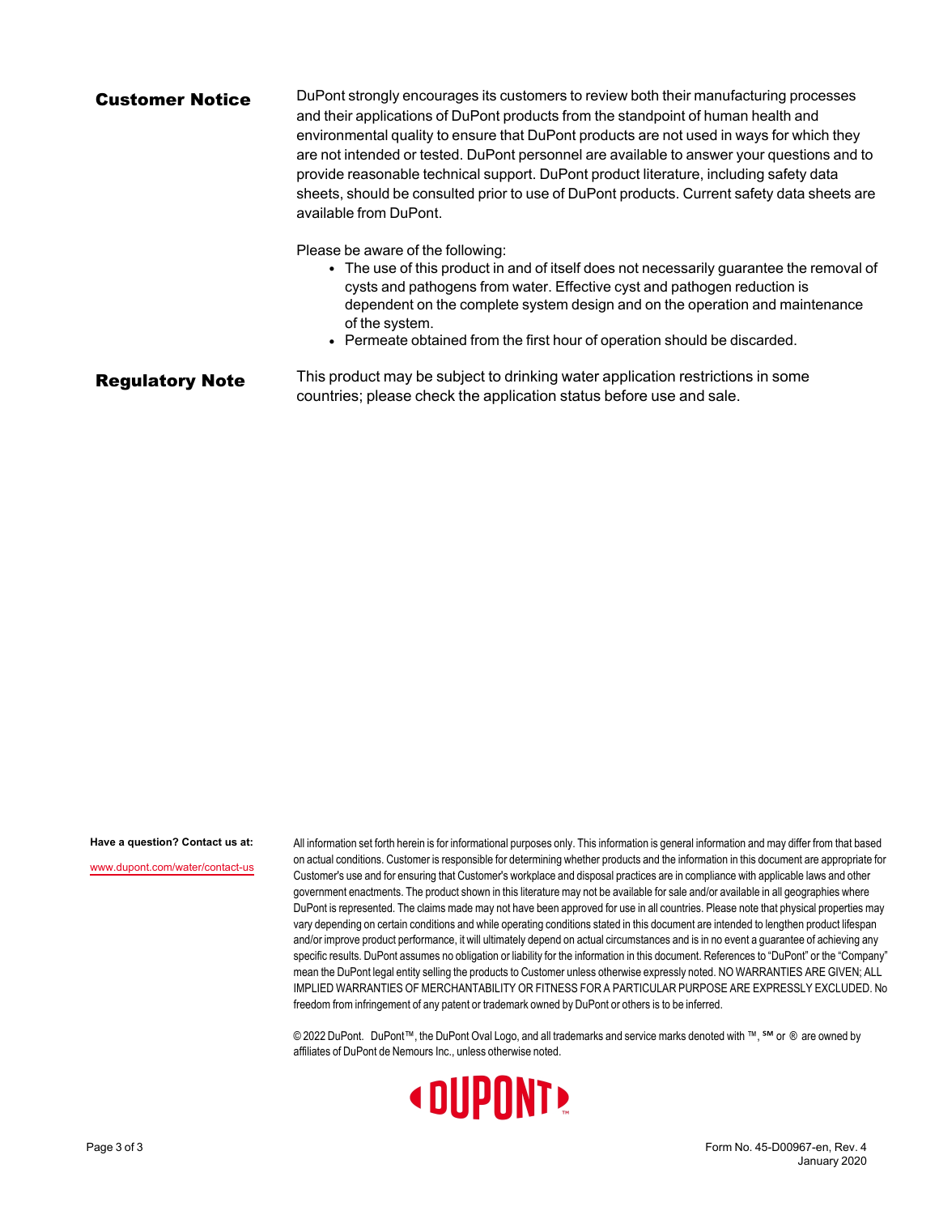## Customer Notice

DuPont strongly encourages its customers to review both their manufacturing processes and their applications of DuPont products from the standpoint of human health and environmental quality to ensure that DuPont products are not used in ways for which they are not intended or tested. DuPont personnel are available to answer your questions and to provide reasonable technical support. DuPont product literature, including safety data sheets, should be consulted prior to use of DuPont products. Current safety data sheets are available from DuPont.

Please be aware of the following:

- The use of this product in and of itself does not necessarily guarantee the removal of cysts and pathogens from water. Effective cyst and pathogen reduction is dependent on the complete system design and on the operation and maintenance of the system.
- Permeate obtained from the first hour of operation should be discarded.

## Regulatory Note

This product may be subject to drinking water application restrictions in some countries; please check the application status before use and sale.

**Have a question? Contact us at:**

www.dupont.com/water/contact-us

All information set forth herein is for informational purposes only. This information is general information and may differ from that based on actual conditions. Customer is responsible for determining whether products and the information in this document are appropriate for Customer's use and for ensuring that Customer's workplace and disposal practices are in compliance with applicable laws and other government enactments. The product shown in this literature may not be available for sale and/or available in all geographies where DuPont is represented. The claims made may not have been approved for use in all countries. Please note that physical properties may vary depending on certain conditions and while operating conditions stated in this document are intended to lengthen product lifespan and/or improve product performance, it will ultimately depend on actual circumstances and is in no event a guarantee of achieving any specific results. DuPont assumes no obligation or liability for the information in this document. References to "DuPont" or the "Company" mean the DuPont legal entity selling the products to Customer unless otherwise expressly noted. NO WARRANTIES ARE GIVEN; ALL IMPLIED WARRANTIES OF MERCHANTABILITY OR FITNESS FOR A PARTICULAR PURPOSE ARE EXPRESSLY EXCLUDED. No freedom from infringement of any patent or trademark owned by DuPont or others is to be inferred.

© 2022 DuPont. DuPont™, the DuPont Oval Logo, and all trademarks and service marks denoted with ™, ℠ or ® are owned by affiliates of DuPont de Nemours Inc., unless otherwise noted.

Form No. 45-D00967-en, Rev. 4
January 2020